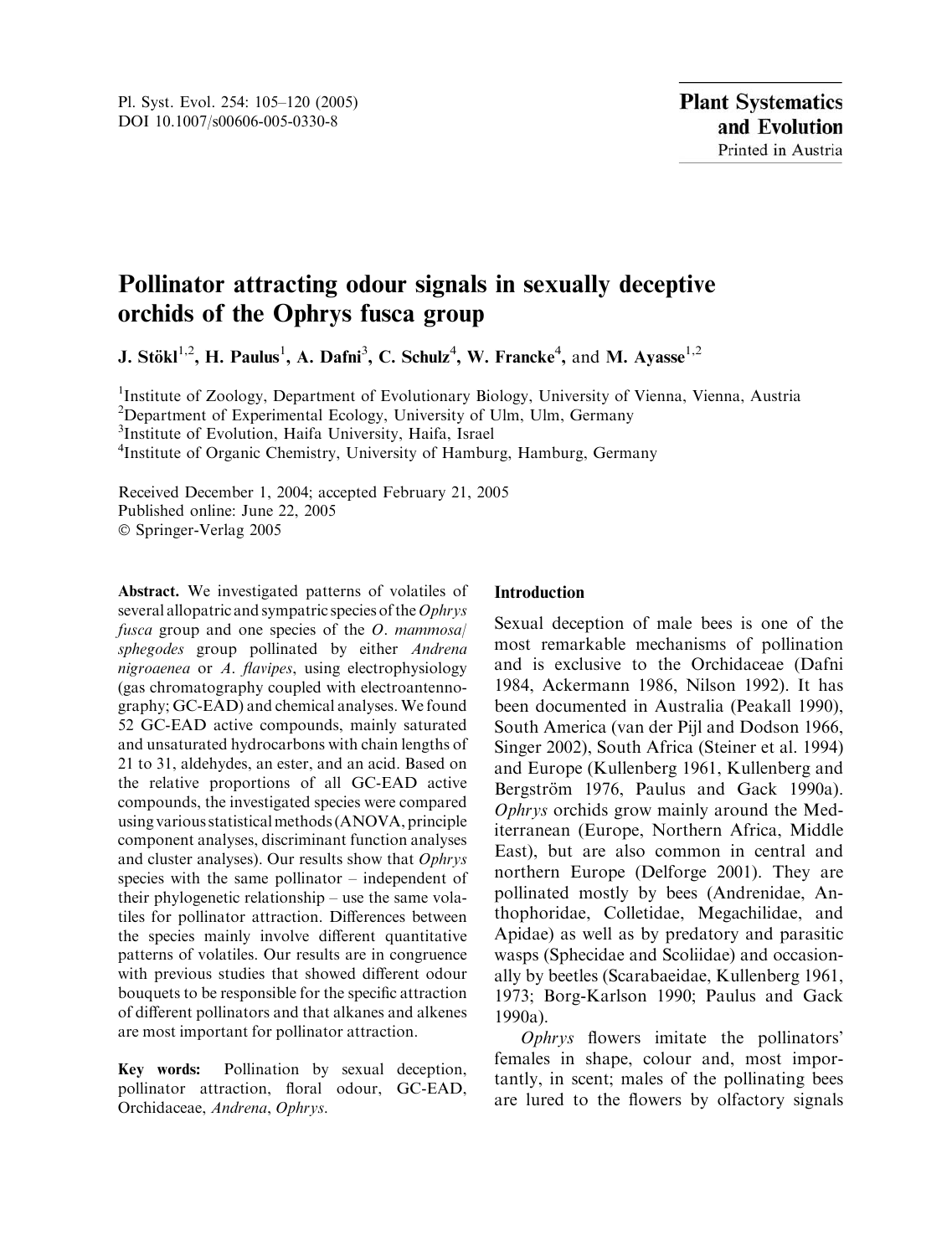# Pollinator attracting odour signals in sexually deceptive orchids of the Ophrys fusca group

**J. Stökl[1,2], H. Paulus[1], A. Dafni[3], C. Schulz[4], W. Francke[4], and M. Ayasse[1,2]**

[1]Institute of Zoology, Department of Evolutionary Biology, University of Vienna, Vienna, Austria
[2]Department of Experimental Ecology, University of Ulm, Ulm, Germany
[3]Institute of Evolution, Haifa University, Haifa, Israel
[4]Institute of Organic Chemistry, University of Hamburg, Hamburg, Germany

Received December 1, 2004; accepted February 21, 2005
Published online: June 22, 2005
© Springer-Verlag 2005

**Abstract.** We investigated patterns of volatiles of several allopatric and sympatric species of the *Ophrys fusca* group and one species of the *O. mammosa/sphegodes* group pollinated by either *Andrena nigroaenea* or *A. flavipes*, using electrophysiology (gas chromatography coupled with electroantennography; GC-EAD) and chemical analyses. We found 52 GC-EAD active compounds, mainly saturated and unsaturated hydrocarbons with chain lengths of 21 to 31, aldehydes, an ester, and an acid. Based on the relative proportions of all GC-EAD active compounds, the investigated species were compared using various statistical methods (ANOVA, principle component analyses, discriminant function analyses and cluster analyses). Our results show that *Ophrys* species with the same pollinator – independent of their phylogenetic relationship – use the same volatiles for pollinator attraction. Differences between the species mainly involve different quantitative patterns of volatiles. Our results are in congruence with previous studies that showed different odour bouquets to be responsible for the specific attraction of different pollinators and that alkanes and alkenes are most important for pollinator attraction.

**Key words:** Pollination by sexual deception, pollinator attraction, floral odour, GC-EAD, Orchidaceae, *Andrena*, *Ophrys*.

## Introduction

Sexual deception of male bees is one of the most remarkable mechanisms of pollination and is exclusive to the Orchidaceae (Dafni 1984, Ackermann 1986, Nilson 1992). It has been documented in Australia (Peakall 1990), South America (van der Pijl and Dodson 1966, Singer 2002), South Africa (Steiner et al. 1994) and Europe (Kullenberg 1961, Kullenberg and Bergström 1976, Paulus and Gack 1990a). *Ophrys* orchids grow mainly around the Mediterranean (Europe, Northern Africa, Middle East), but are also common in central and northern Europe (Delforge 2001). They are pollinated mostly by bees (Andrenidae, Anthophoridae, Colletidae, Megachilidae, and Apidae) as well as by predatory and parasitic wasps (Sphecidae and Scoliidae) and occasionally by beetles (Scarabaeidae, Kullenberg 1961, 1973; Borg-Karlson 1990; Paulus and Gack 1990a).

*Ophrys* flowers imitate the pollinators' females in shape, colour and, most importantly, in scent; males of the pollinating bees are lured to the flowers by olfactory signals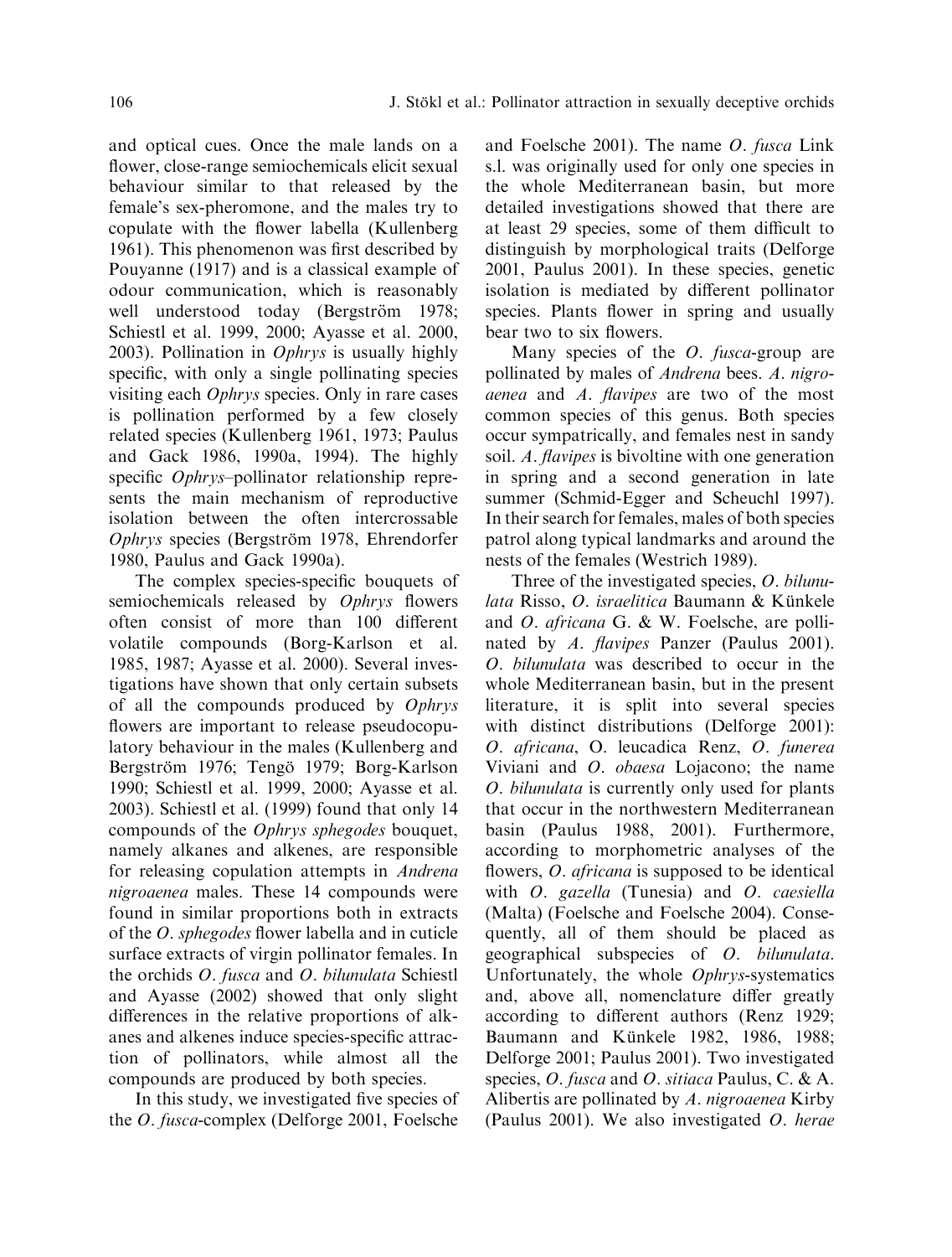and optical cues. Once the male lands on a flower, close-range semiochemicals elicit sexual behaviour similar to that released by the female's sex-pheromone, and the males try to copulate with the flower labella (Kullenberg 1961). This phenomenon was first described by Pouyanne (1917) and is a classical example of odour communication, which is reasonably well understood today (Bergström 1978; Schiestl et al. 1999, 2000; Ayasse et al. 2000, 2003). Pollination in *Ophrys* is usually highly specific, with only a single pollinating species visiting each *Ophrys* species. Only in rare cases is pollination performed by a few closely related species (Kullenberg 1961, 1973; Paulus and Gack 1986, 1990a, 1994). The highly specific *Ophrys*–pollinator relationship represents the main mechanism of reproductive isolation between the often intercrossable *Ophrys* species (Bergström 1978, Ehrendorfer 1980, Paulus and Gack 1990a).

The complex species-specific bouquets of semiochemicals released by *Ophrys* flowers often consist of more than 100 different volatile compounds (Borg-Karlson et al. 1985, 1987; Ayasse et al. 2000). Several investigations have shown that only certain subsets of all the compounds produced by *Ophrys* flowers are important to release pseudocopulatory behaviour in the males (Kullenberg and Bergström 1976; Tengö 1979; Borg-Karlson 1990; Schiestl et al. 1999, 2000; Ayasse et al. 2003). Schiestl et al. (1999) found that only 14 compounds of the *Ophrys sphegodes* bouquet, namely alkanes and alkenes, are responsible for releasing copulation attempts in *Andrena nigroaenea* males. These 14 compounds were found in similar proportions both in extracts of the *O. sphegodes* flower labella and in cuticle surface extracts of virgin pollinator females. In the orchids *O. fusca* and *O. bilunulata* Schiestl and Ayasse (2002) showed that only slight differences in the relative proportions of alkanes and alkenes induce species-specific attraction of pollinators, while almost all the compounds are produced by both species.

In this study, we investigated five species of the *O. fusca*-complex (Delforge 2001, Foelsche and Foelsche 2001). The name *O. fusca* Link s.l. was originally used for only one species in the whole Mediterranean basin, but more detailed investigations showed that there are at least 29 species, some of them difficult to distinguish by morphological traits (Delforge 2001, Paulus 2001). In these species, genetic isolation is mediated by different pollinator species. Plants flower in spring and usually bear two to six flowers.

Many species of the *O. fusca*-group are pollinated by males of *Andrena* bees. *A. nigroaenea* and *A. flavipes* are two of the most common species of this genus. Both species occur sympatrically, and females nest in sandy soil. *A. flavipes* is bivoltine with one generation in spring and a second generation in late summer (Schmid-Egger and Scheuchl 1997). In their search for females, males of both species patrol along typical landmarks and around the nests of the females (Westrich 1989).

Three of the investigated species, *O. bilunulata* Risso, *O. israelitica* Baumann & Künkele and *O. africana* G. & W. Foelsche, are pollinated by *A. flavipes* Panzer (Paulus 2001). *O. bilunulata* was described to occur in the whole Mediterranean basin, but in the present literature, it is split into several species with distinct distributions (Delforge 2001): *O. africana*, O. leucadica Renz, *O. funerea* Viviani and *O. obaesa* Lojacono; the name *O. bilunulata* is currently only used for plants that occur in the northwestern Mediterranean basin (Paulus 1988, 2001). Furthermore, according to morphometric analyses of the flowers, *O. africana* is supposed to be identical with *O. gazella* (Tunesia) and *O. caesiella* (Malta) (Foelsche and Foelsche 2004). Consequently, all of them should be placed as geographical subspecies of *O. bilunulata*. Unfortunately, the whole *Ophrys*-systematics and, above all, nomenclature differ greatly according to different authors (Renz 1929; Baumann and Künkele 1982, 1986, 1988; Delforge 2001; Paulus 2001). Two investigated species, *O. fusca* and *O. sitiaca* Paulus, C. & A. Alibertis are pollinated by *A. nigroaenea* Kirby (Paulus 2001). We also investigated *O. herae*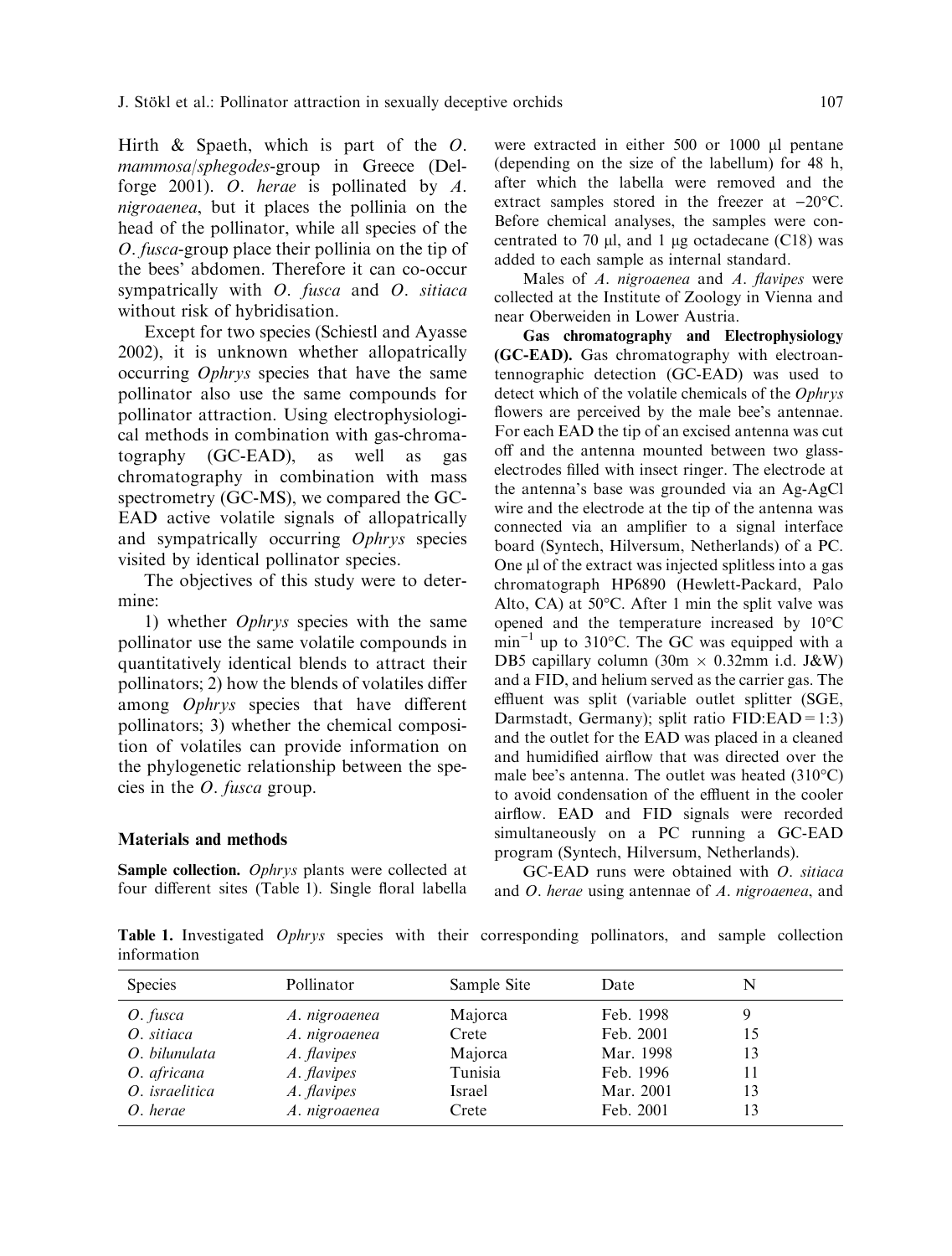Hirth & Spaeth, which is part of the *O. mammosa/sphegodes*-group in Greece (Delforge 2001). *O. herae* is pollinated by *A. nigroaenea*, but it places the pollinia on the head of the pollinator, while all species of the *O. fusca*-group place their pollinia on the tip of the bees' abdomen. Therefore it can co-occur sympatrically with *O. fusca* and *O. sitiaca* without risk of hybridisation.

Except for two species (Schiestl and Ayasse 2002), it is unknown whether allopatrically occurring *Ophrys* species that have the same pollinator also use the same compounds for pollinator attraction. Using electrophysiological methods in combination with gas-chromatography (GC-EAD), as well as gas chromatography in combination with mass spectrometry (GC-MS), we compared the GC-EAD active volatile signals of allopatrically and sympatrically occurring *Ophrys* species visited by identical pollinator species.

The objectives of this study were to determine:

1) whether *Ophrys* species with the same pollinator use the same volatile compounds in quantitatively identical blends to attract their pollinators; 2) how the blends of volatiles differ among *Ophrys* species that have different pollinators; 3) whether the chemical composition of volatiles can provide information on the phylogenetic relationship between the species in the *O. fusca* group.

## Materials and methods

**Sample collection.** *Ophrys* plants were collected at four different sites (Table 1). Single floral labella were extracted in either 500 or 1000 µl pentane (depending on the size of the labellum) for 48 h, after which the labella were removed and the extract samples stored in the freezer at −20°C. Before chemical analyses, the samples were concentrated to 70 µl, and 1 µg octadecane (C18) was added to each sample as internal standard.

Males of *A. nigroaenea* and *A. flavipes* were collected at the Institute of Zoology in Vienna and near Oberweiden in Lower Austria.

**Gas chromatography and Electrophysiology (GC-EAD).** Gas chromatography with electroantennographic detection (GC-EAD) was used to detect which of the volatile chemicals of the *Ophrys* flowers are perceived by the male bee's antennae. For each EAD the tip of an excised antenna was cut off and the antenna mounted between two glass-electrodes filled with insect ringer. The electrode at the antenna's base was grounded via an Ag-AgCl wire and the electrode at the tip of the antenna was connected via an amplifier to a signal interface board (Syntech, Hilversum, Netherlands) of a PC. One µl of the extract was injected splitless into a gas chromatograph HP6890 (Hewlett-Packard, Palo Alto, CA) at 50°C. After 1 min the split valve was opened and the temperature increased by 10°C min$^{-1}$ up to 310°C. The GC was equipped with a DB5 capillary column (30m × 0.32mm i.d. J&W) and a FID, and helium served as the carrier gas. The effluent was split (variable outlet splitter (SGE, Darmstadt, Germany); split ratio FID:EAD = 1:3) and the outlet for the EAD was placed in a cleaned and humidified airflow that was directed over the male bee's antenna. The outlet was heated (310°C) to avoid condensation of the effluent in the cooler airflow. EAD and FID signals were recorded simultaneously on a PC running a GC-EAD program (Syntech, Hilversum, Netherlands).

GC-EAD runs were obtained with *O. sitiaca* and *O. herae* using antennae of *A. nigroaenea*, and

**Table 1.** Investigated *Ophrys* species with their corresponding pollinators, and sample collection information

| Species | Pollinator | Sample Site | Date | N |
|---|---|---|---|---|
| *O. fusca* | *A. nigroaenea* | Majorca | Feb. 1998 | 9 |
| *O. sitiaca* | *A. nigroaenea* | Crete | Feb. 2001 | 15 |
| *O. bilunulata* | *A. flavipes* | Majorca | Mar. 1998 | 13 |
| *O. africana* | *A. flavipes* | Tunisia | Feb. 1996 | 11 |
| *O. israelitica* | *A. flavipes* | Israel | Mar. 2001 | 13 |
| *O. herae* | *A. nigroaenea* | Crete | Feb. 2001 | 13 |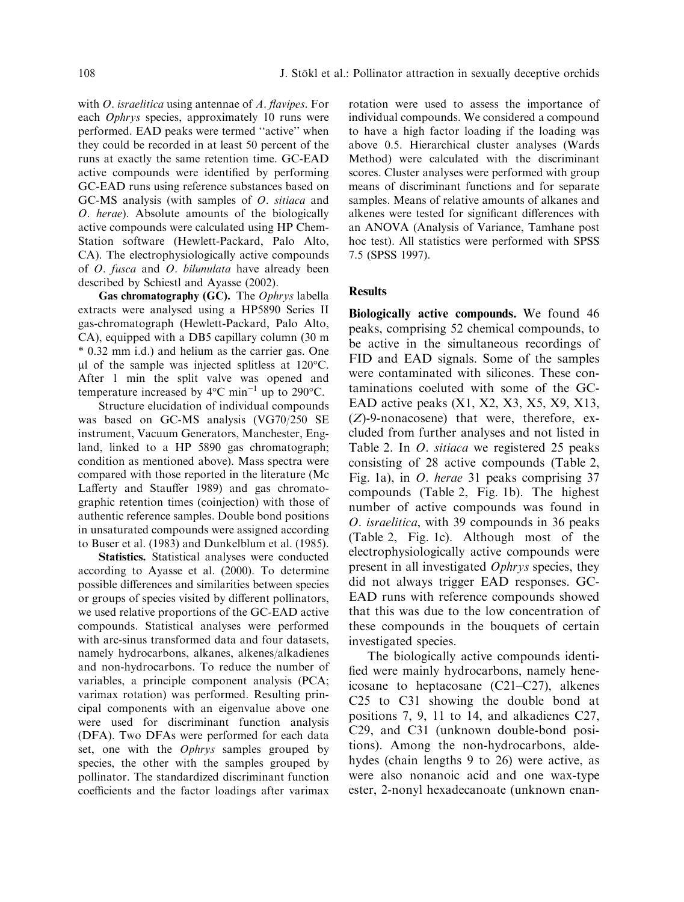with *O. israelitica* using antennae of *A. flavipes*. For each *Ophrys* species, approximately 10 runs were performed. EAD peaks were termed "active" when they could be recorded in at least 50 percent of the runs at exactly the same retention time. GC-EAD active compounds were identified by performing GC-EAD runs using reference substances based on GC-MS analysis (with samples of *O. sitiaca* and *O. herae*). Absolute amounts of the biologically active compounds were calculated using HP Chem-Station software (Hewlett-Packard, Palo Alto, CA). The electrophysiologically active compounds of *O. fusca* and *O. bilunulata* have already been described by Schiestl and Ayasse (2002).

**Gas chromatography (GC).** The *Ophrys* labella extracts were analysed using a HP5890 Series II gas-chromatograph (Hewlett-Packard, Palo Alto, CA), equipped with a DB5 capillary column (30 m * 0.32 mm i.d.) and helium as the carrier gas. One μl of the sample was injected splitless at 120°C. After 1 min the split valve was opened and temperature increased by 4°C $min^{-1}$ up to 290°C.

Structure elucidation of individual compounds was based on GC-MS analysis (VG70/250 SE instrument, Vacuum Generators, Manchester, England, linked to a HP 5890 gas chromatograph; condition as mentioned above). Mass spectra were compared with those reported in the literature (Mc Lafferty and Stauffer 1989) and gas chromatographic retention times (coinjection) with those of authentic reference samples. Double bond positions in unsaturated compounds were assigned according to Buser et al. (1983) and Dunkelblum et al. (1985).

**Statistics.** Statistical analyses were conducted according to Ayasse et al. (2000). To determine possible differences and similarities between species or groups of species visited by different pollinators, we used relative proportions of the GC-EAD active compounds. Statistical analyses were performed with arc-sinus transformed data and four datasets, namely hydrocarbons, alkanes, alkenes/alkadienes and non-hydrocarbons. To reduce the number of variables, a principle component analysis (PCA; varimax rotation) was performed. Resulting principal components with an eigenvalue above one were used for discriminant function analysis (DFA). Two DFAs were performed for each data set, one with the *Ophrys* samples grouped by species, the other with the samples grouped by pollinator. The standardized discriminant function coefficients and the factor loadings after varimax rotation were used to assess the importance of individual compounds. We considered a compound to have a high factor loading if the loading was above 0.5. Hierarchical cluster analyses (Ward's Method) were calculated with the discriminant scores. Cluster analyses were performed with group means of discriminant functions and for separate samples. Means of relative amounts of alkanes and alkenes were tested for significant differences with an ANOVA (Analysis of Variance, Tamhane post hoc test). All statistics were performed with SPSS 7.5 (SPSS 1997).

## Results

**Biologically active compounds.** We found 46 peaks, comprising 52 chemical compounds, to be active in the simultaneous recordings of FID and EAD signals. Some of the samples were contaminated with silicones. These contaminations coeluted with some of the GC-EAD active peaks (X1, X2, X3, X5, X9, X13, (*Z*)-9-nonacosene) that were, therefore, excluded from further analyses and not listed in Table 2. In *O. sitiaca* we registered 25 peaks consisting of 28 active compounds (Table 2, Fig. 1a), in *O. herae* 31 peaks comprising 37 compounds (Table 2, Fig. 1b). The highest number of active compounds was found in *O. israelitica*, with 39 compounds in 36 peaks (Table 2, Fig. 1c). Although most of the electrophysiologically active compounds were present in all investigated *Ophrys* species, they did not always trigger EAD responses. GC-EAD runs with reference compounds showed that this was due to the low concentration of these compounds in the bouquets of certain investigated species.

The biologically active compounds identified were mainly hydrocarbons, namely heneicosane to heptacosane (C21–C27), alkenes C25 to C31 showing the double bond at positions 7, 9, 11 to 14, and alkadienes C27, C29, and C31 (unknown double-bond positions). Among the non-hydrocarbons, aldehydes (chain lengths 9 to 26) were active, as were also nonanoic acid and one wax-type ester, 2-nonyl hexadecanoate (unknown enan-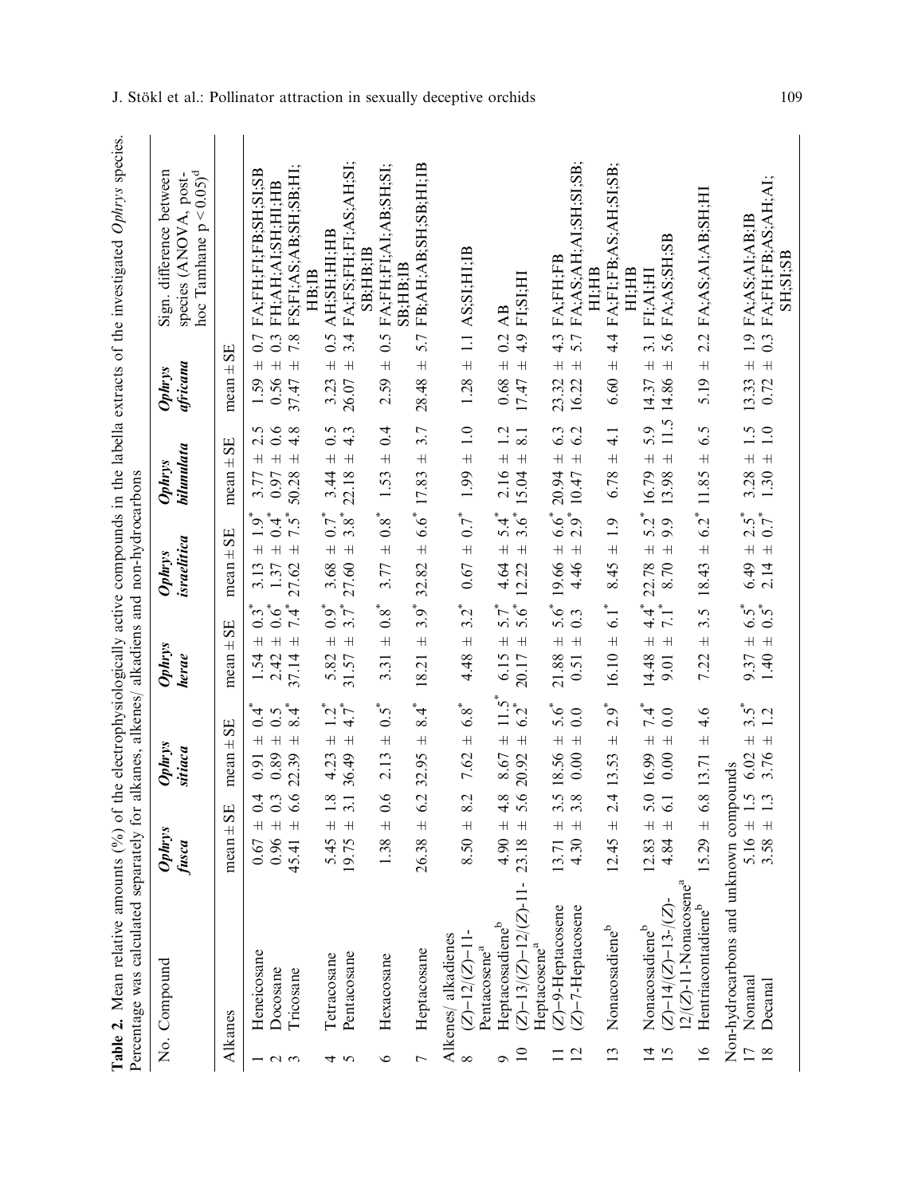**Table 2.** Mean relative amounts (%) of the electrophysiologically active compounds in the labella extracts of the investigated *Ophrys* species. Percentage was calculated separately for alkanes, alkenes/ alkadiens and non-hydrocarbons

| No. | Compound | *Ophrys fusca* | *Ophrys sitiaca* | *Ophrys herae* | *Ophrys israelitica* | *Ophrys bilunulata* | *Ophrys africana* | Sign. difference between species (ANOVA, post-hoc Tamhane p < 0.05)[d] |
|---|---|---|---|---|---|---|---|---|
| | | mean ± SE | mean ± SE | mean ± SE | mean ± SE | mean ± SE | mean ± SE | |
| Alkanes | | | | | | | | |
| 1 | Heneicosane | 0.67 ± 0.4 | 0.91 ± 0.4* | 1.54 ± 0.3* | 3.13 ± 1.9* | 3.77 ± 2.5 | 1.59 ± 0.7 | FA;FH;FI;FB;SH;SI;SB |
| 2 | Docosane | 0.96 ± 0.3 | 0.89 ± 0.5 | 2.42 ± 0.6* | 1.37 ± 0.4* | 0.97 ± 0.6 | 0.56 ± 0.3 | FH;AH;AI;SH;HI;HB |
| 3 | Tricosane | 45.41 ± 6.6 | 22.39 ± 8.4* | 37.14 ± 7.4* | 27.62 ± 7.5* | 50.28 ± 4.8 | 37.47 ± 7.8 | FS;FI;AS;AB;SH;SB;HI;HB;IB |
| 4 | Tetracosane | 5.45 ± 1.8 | 4.23 ± 1.2* | 5.82 ± 0.9* | 3.68 ± 0.7* | 3.44 ± 0.5 | 3.23 ± 0.5 | AH;SH;HI;HB |
| 5 | Pentacosane | 19.75 ± 3.1 | 36.49 ± 4.7* | 31.57 ± 3.7* | 27.60 ± 3.8* | 22.18 ± 4.3 | 26.07 ± 3.4 | FA;FS;FH;FI;AS;AH;SI;SB;HB;IB |
| 6 | Hexacosane | 1.38 ± 0.6 | 2.13 ± 0.5* | 3.31 ± 0.8* | 3.77 ± 0.8* | 1.53 ± 0.4 | 2.59 ± 0.5 | FA;FH;FI;AI;AB;SH;SI;SB;HB;IB |
| 7 | Heptacosane | 26.38 ± 6.2 | 32.95 ± 8.4* | 18.21 ± 3.9* | 32.82 ± 6.6* | 17.83 ± 3.7 | 28.48 ± 5.7 | FB;AH;AB;SH;SB;HI;IB |
| Alkenes/ alkadienes | | | | | | | | |
| 8 | (Z)-12/(Z)-11-Pentacosene[a] | 8.50 ± 8.2 | 7.62 ± 6.8* | 4.48 ± 3.2* | 0.67 ± 0.7* | 1.99 ± 1.0 | 1.28 ± 1.1 | AS;SI;HI;IB |
| 9 | Heptacosadiene[b] | 4.90 ± 4.8 | 8.67 ± 11.5* | 6.15 ± 5.7* | 4.64 ± 5.4* | 2.16 ± 1.2 | 0.68 ± 0.2 | AB |
| 10 | (Z)-13/(Z)-12/(Z)-11-Heptacosene[a] | 23.18 ± 5.6 | 20.92 ± 6.2* | 20.17 ± 5.6* | 12.22 ± 3.6* | 15.04 ± 8.1 | 17.47 ± 4.9 | FI;SI;HI |
| 11 | (Z)-9-Heptacosene | 13.71 ± 3.5 | 18.56 ± 5.6* | 21.88 ± 5.6* | 19.66 ± 6.6* | 20.94 ± 6.3 | 23.32 ± 4.3 | FA;FH;FB |
| 12 | (Z)-7-Heptacosene | 4.30 ± 3.8 | 0.00 ± 0.0 | 0.51 ± 0.3 | 4.46 ± 2.9* | 10.47 ± 6.2 | 16.22 ± 5.7 | FA;AS;AH;AI;SH;SI;SB;HI;HB |
| 13 | Nonacosadiene[b] | 12.45 ± 2.4 | 13.53 ± 2.9* | 16.10 ± 6.1* | 8.45 ± 1.9 | 6.78 ± 4.1 | 6.60 ± 4.4 | FA;FI;FB;AS;AH;SI;SB;HI;HB |
| 14 | Nonacosadiene[b] | 12.83 ± 5.0 | 16.99 ± 7.4* | 14.48 ± 4.4* | 22.78 ± 5.2* | 16.79 ± 5.9 | 14.37 ± 3.1 | FI;AI;HI |
| 15 | (Z)-14/(Z)-13-/(Z)-12/(Z)-11-Nonacosene[a] | 4.84 ± 6.1 | 0.00 ± 0.0 | 9.01 ± 7.1* | 8.70 ± 9.9 | 13.98 ± 11.5 | 14.86 ± 5.6 | FA;AS;SH;SB |
| 16 | Hentriacontadiene[b] | 15.29 ± 6.8 | 13.71 ± 4.6 | 7.22 ± 3.5 | 18.43 ± 6.2* | 11.85 ± 6.5 | 5.19 ± 2.2 | FA;AS;AI;AB;SH;HI |
| Non-hydrocarbons and unknown compounds | | | | | | | | |
| 17 | Nonanal | 5.16 ± 1.5 | 6.02 ± 3.5* | 9.37 ± 6.5* | 6.49 ± 2.5* | 3.28 ± 1.5 | 13.33 ± 1.9 | FA;AS;AI;AB;IB |
| 18 | Decanal | 3.58 ± 1.3 | 3.76 ± 1.2 | 1.40 ± 0.5* | 2.14 ± 0.7* | 1.30 ± 1.0 | 0.72 ± 0.3 | FA;FH;FB;AS;AH;AI;SH;SI;SB |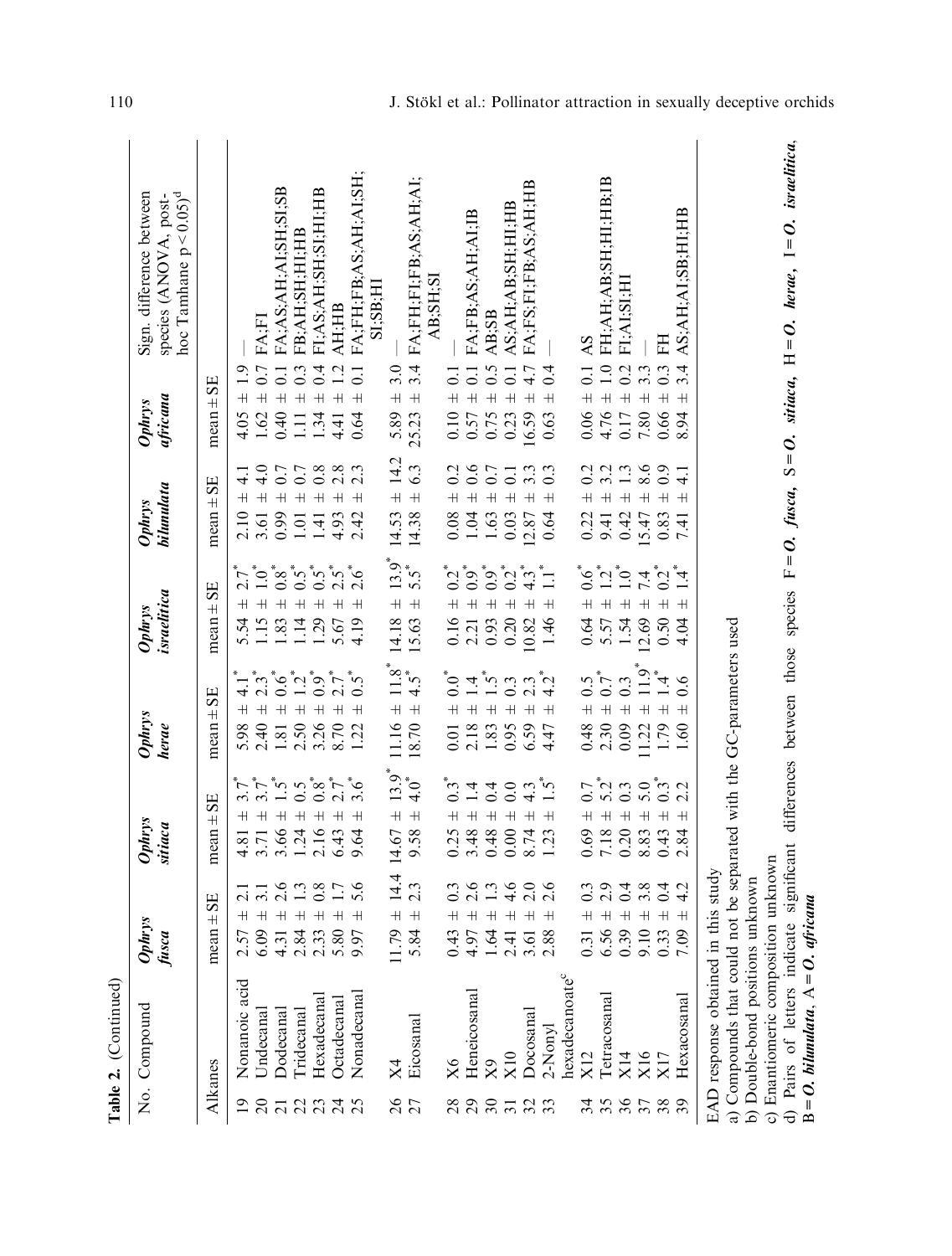**Table 2.** (Continued)

| No. | Compound | *Ophrys fusca* | *Ophrys sitiaca* | *Ophrys herae* | *Ophrys israelitica* | *Ophrys bilunulata* | *Ophrys africana* | Sign. difference between species (ANOVA, post-hoc Tamhane $p < 0.05$)[d] |
|---|---|---|---|---|---|---|---|---|
| | | mean ± SE | mean ± SE | mean ± SE | mean ± SE | mean ± SE | mean ± SE | |
| Alkanes | | | | | | | | |
| 19 | Nonanoic acid | 2.57 ± 2.1 | 4.81 ± 3.7* | 5.98 ± 4.1* | 5.54 ± 2.7* | 2.10 ± 4.1 | 4.05 ± 1.9 | — |
| 20 | Undecanal | 6.09 ± 3.1 | 3.71 ± 3.7* | 2.40 ± 2.3* | 1.15 ± 1.0* | 3.61 ± 4.0 | 1.62 ± 0.7 | FA;FI |
| 21 | Dodecanal | 4.31 ± 2.6 | 3.66 ± 1.5* | 1.81 ± 0.6* | 1.83 ± 0.8* | 0.99 ± 0.7 | 0.40 ± 0.1 | FA;AS;AH;AI;SH;SI;SB |
| 22 | Tridecanal | 2.84 ± 1.3 | 1.24 ± 0.5 | 2.50 ± 1.2* | 1.14 ± 0.5* | 1.01 ± 0.7 | 1.11 ± 0.3 | FB;AH;SH;HI;HB |
| 23 | Hexadecanal | 2.33 ± 0.8 | 2.16 ± 0.8* | 3.26 ± 0.9* | 1.29 ± 0.5* | 1.41 ± 0.8 | 1.34 ± 0.4 | FI;AS;AH;SH;SI;HI;HB |
| 24 | Octadecanal | 5.80 ± 1.7 | 6.43 ± 2.7* | 8.70 ± 2.7* | 5.67 ± 2.5* | 4.93 ± 2.8 | 4.41 ± 1.2 | AH;HB |
| 25 | Nonadecanal | 9.97 ± 5.6 | 9.64 ± 3.6* | 1.22 ± 0.5* | 4.19 ± 2.6* | 2.42 ± 2.3 | 0.64 ± 0.1 | FA;FH;FB;AS;AH;AI;SH; SI;SB;HI |
| 26 | X4 | 11.79 ± 14.4 | 14.67 ± 13.9* | 11.16 ± 11.8* | 14.18 ± 13.9* | 14.53 ± 14.2 | 5.89 ± 3.0 | — |
| 27 | Eicosanal | 5.84 ± 2.3 | 9.58 ± 4.0* | 18.70 ± 4.5* | 15.63 ± 5.5* | 14.38 ± 6.3 | 25.23 ± 3.4 | FA;FH;FI;FB;AS;AH;AI; AB;SH;SI |
| 28 | X6 | 0.43 ± 0.3 | 0.25 ± 0.3* | 0.01 ± 0.0* | 0.16 ± 0.2* | 0.08 ± 0.2 | 0.10 ± 0.1 | — |
| 29 | Heneicosanal | 4.97 ± 2.6 | 3.48 ± 1.4 | 2.18 ± 1.4 | 2.21 ± 0.9* | 1.04 ± 0.6 | 0.57 ± 0.1 | FA;FB;AS;AH;AI;IB |
| 30 | X9 | 1.64 ± 1.3 | 0.48 ± 0.4 | 1.83 ± 1.5* | 0.93 ± 0.9* | 1.63 ± 0.7 | 0.75 ± 0.5 | AB;SB |
| 31 | X10 | 2.41 ± 4.6 | 0.00 ± 0.0 | 0.95 ± 0.3 | 0.20 ± 0.2* | 0.03 ± 0.1 | 0.23 ± 0.1 | AS;AH;AB;SH;HI;HB |
| 32 | Docosanal | 3.61 ± 2.0 | 8.74 ± 4.3 | 6.59 ± 2.3 | 10.82 ± 4.3* | 12.87 ± 3.3 | 16.59 ± 4.7 | FA;FS;FI;FB;AS;AH;HB |
| 33 | 2-Nonyl hexadecanoate[c] | 2.88 ± 2.6 | 1.23 ± 1.5* | 4.47 ± 4.2* | 1.46 ± 1.1* | 0.64 ± 0.3 | 0.63 ± 0.4 | — |
| 34 | X12 | 0.31 ± 0.3 | 0.69 ± 0.7 | 0.48 ± 0.5 | 0.64 ± 0.6* | 0.22 ± 0.2 | 0.06 ± 0.1 | AS |
| 35 | Tetracosanal | 6.56 ± 2.9 | 7.18 ± 5.2* | 2.30 ± 0.7* | 5.57 ± 1.2* | 9.41 ± 3.2 | 4.76 ± 1.0 | FH;AH;AB;SH;HI;HB;IB |
| 36 | X14 | 0.39 ± 0.4 | 0.20 ± 0.3 | 0.09 ± 0.3 | 1.54 ± 1.0* | 0.42 ± 1.3 | 0.17 ± 0.2 | FI;AI;SI;HI |
| 37 | X16 | 9.10 ± 3.8 | 8.83 ± 5.0 | 11.22 ± 11.9* | 12.69 ± 7.4 | 15.47 ± 8.6 | 7.80 ± 3.3 | — |
| 38 | X17 | 0.33 ± 0.4 | 0.43 ± 0.3* | 1.79 ± 1.4* | 0.50 ± 0.2* | 0.83 ± 0.9 | 0.66 ± 0.3 | FH |
| 39 | Hexacosanal | 7.09 ± 4.2 | 2.84 ± 2.2 | 1.60 ± 0.6 | 4.04 ± 1.4* | 7.41 ± 4.1 | 8.94 ± 3.4 | AS;AH;AI;SB;HI;HB |

EAD response obtained in this study

a) Compounds that could not be separated with the GC-parameters used

b) Double-bond positions unknown

c) Enantiomeric composition unknown

d) Pairs of letters indicate significant differences between those species F = *O. fusca*, S = *O. sitiaca*, H = *O. herae*, I = *O. israelitica*, B = *O. bilunulata*, A = *O. africana*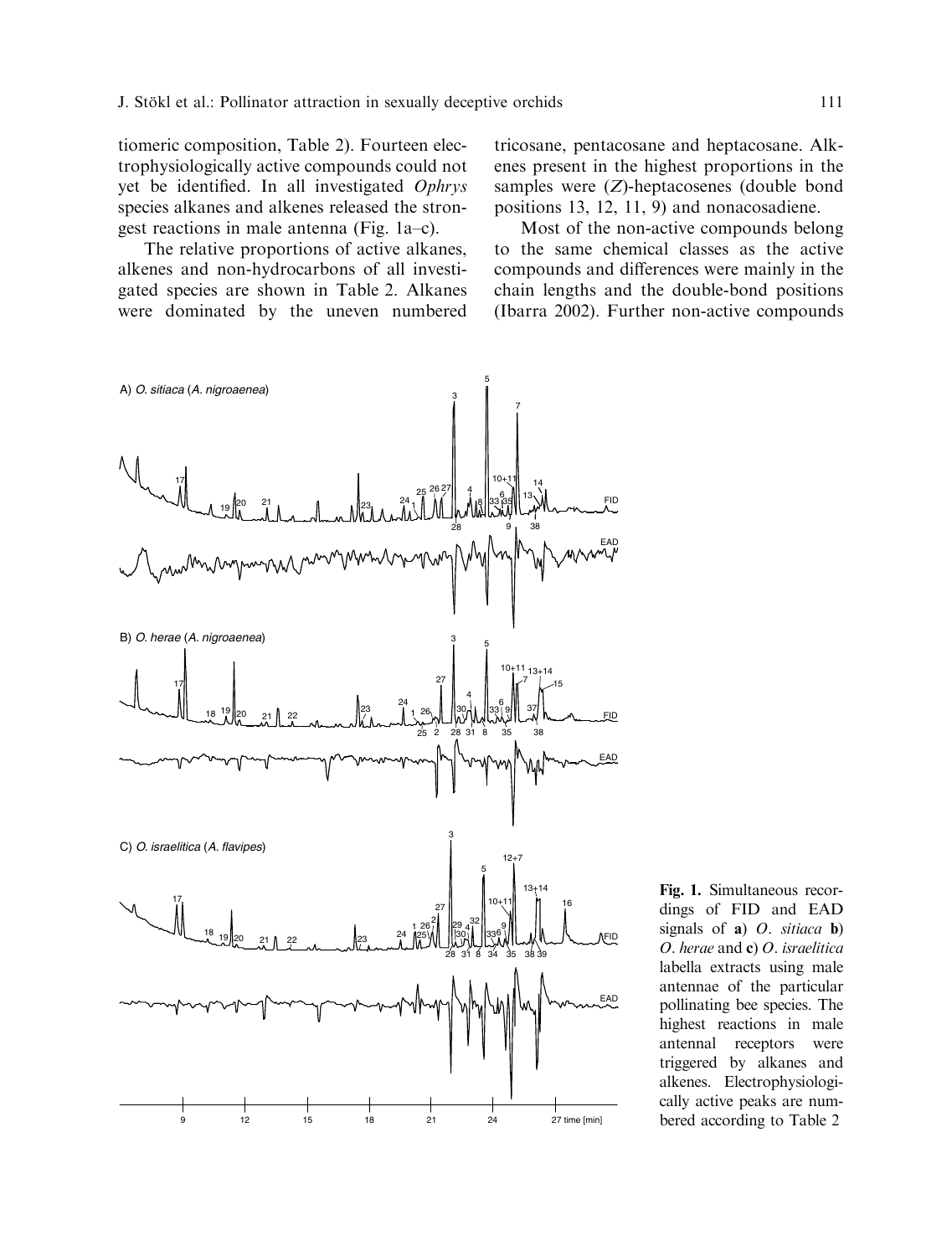tiomeric composition, Table 2). Fourteen electrophysiologically active compounds could not yet be identified. In all investigated *Ophrys* species alkanes and alkenes released the strongest reactions in male antenna (Fig. 1a–c).

The relative proportions of active alkanes, alkenes and non-hydrocarbons of all investigated species are shown in Table 2. Alkanes were dominated by the uneven numbered tricosane, pentacosane and heptacosane. Alkenes present in the highest proportions in the samples were (*Z*)-heptacosenes (double bond positions 13, 12, 11, 9) and nonacosadiene.

Most of the non-active compounds belong to the same chemical classes as the active compounds and differences were mainly in the chain lengths and the double-bond positions (Ibarra 2002). Further non-active compounds

**Fig. 1.** Simultaneous recordings of FID and EAD signals of **a**) *O. sitiaca* **b**) *O. herae* and **c**) *O. israelitica* labella extracts using male antennae of the particular pollinating bee species. The highest reactions in male antennal receptors were triggered by alkanes and alkenes. Electrophysiologically active peaks are numbered according to Table 2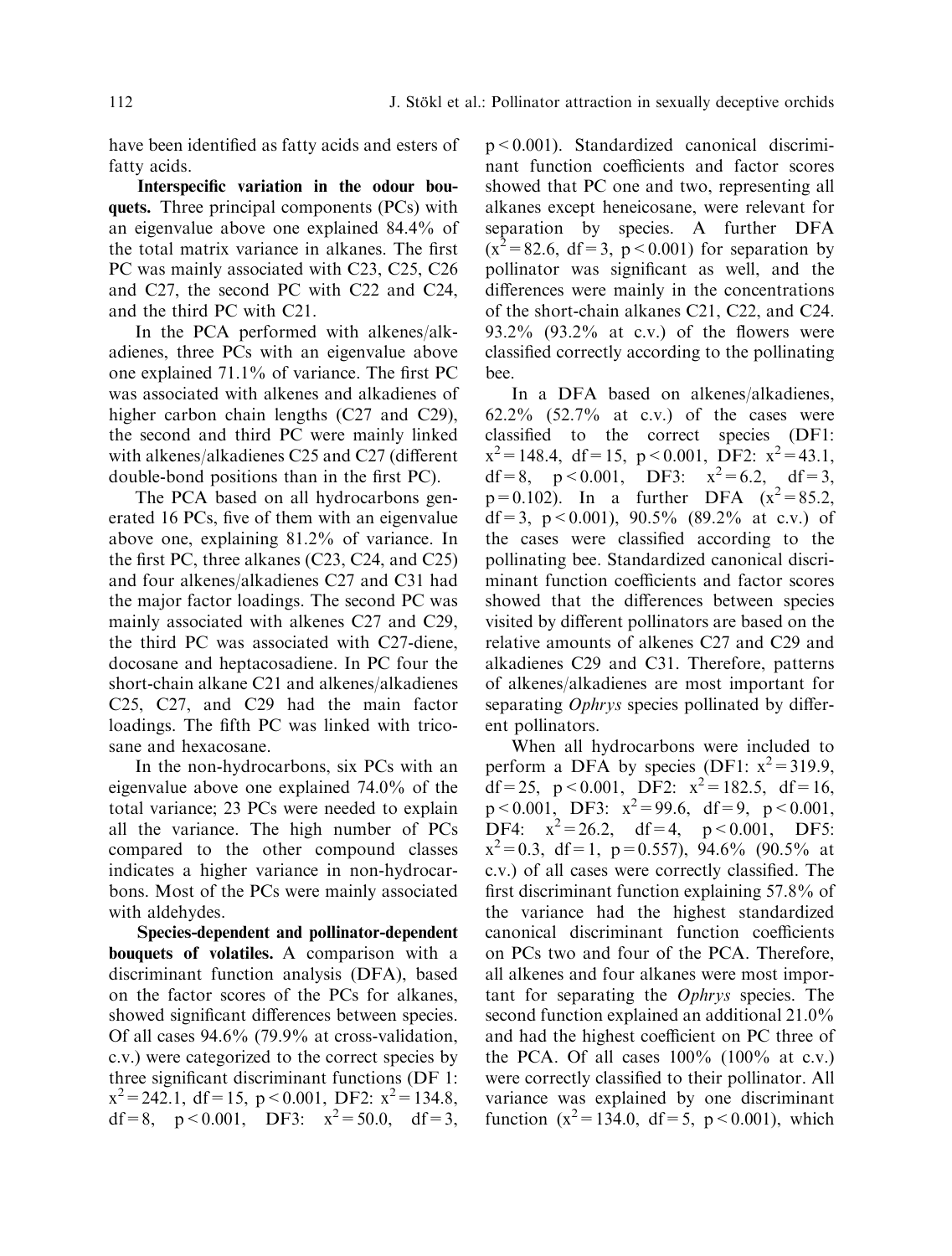have been identified as fatty acids and esters of fatty acids.

**Interspecific variation in the odour bouquets.** Three principal components (PCs) with an eigenvalue above one explained 84.4% of the total matrix variance in alkanes. The first PC was mainly associated with C23, C25, C26 and C27, the second PC with C22 and C24, and the third PC with C21.

In the PCA performed with alkenes/alkadienes, three PCs with an eigenvalue above one explained 71.1% of variance. The first PC was associated with alkenes and alkadienes of higher carbon chain lengths (C27 and C29), the second and third PC were mainly linked with alkenes/alkadienes C25 and C27 (different double-bond positions than in the first PC).

The PCA based on all hydrocarbons generated 16 PCs, five of them with an eigenvalue above one, explaining 81.2% of variance. In the first PC, three alkanes (C23, C24, and C25) and four alkenes/alkadienes C27 and C31 had the major factor loadings. The second PC was mainly associated with alkenes C27 and C29, the third PC was associated with C27-diene, docosane and heptacosadiene. In PC four the short-chain alkane C21 and alkenes/alkadienes C25, C27, and C29 had the main factor loadings. The fifth PC was linked with tricosane and hexacosane.

In the non-hydrocarbons, six PCs with an eigenvalue above one explained 74.0% of the total variance; 23 PCs were needed to explain all the variance. The high number of PCs compared to the other compound classes indicates a higher variance in non-hydrocarbons. Most of the PCs were mainly associated with aldehydes.

**Species-dependent and pollinator-dependent bouquets of volatiles.** A comparison with a discriminant function analysis (DFA), based on the factor scores of the PCs for alkanes, showed significant differences between species. Of all cases 94.6% (79.9% at cross-validation, c.v.) were categorized to the correct species by three significant discriminant functions (DF 1: $x^2 = 242.1$, df = 15, $p < 0.001$, DF2: $x^2 = 134.8$, df = 8, $p < 0.001$, DF3: $x^2 = 50.0$, df = 3, $p < 0.001$). Standardized canonical discriminant function coefficients and factor scores showed that PC one and two, representing all alkanes except heneicosane, were relevant for separation by species. A further DFA ($x^2 = 82.6$, df = 3, $p < 0.001$) for separation by pollinator was significant as well, and the differences were mainly in the concentrations of the short-chain alkanes C21, C22, and C24. 93.2% (93.2% at c.v.) of the flowers were classified correctly according to the pollinating bee.

In a DFA based on alkenes/alkadienes, 62.2% (52.7% at c.v.) of the cases were classified to the correct species (DF1: $x^2 = 148.4$, df = 15, $p < 0.001$, DF2: $x^2 = 43.1$, df = 8, $p < 0.001$, DF3: $x^2 = 6.2$, df = 3, $p = 0.102$). In a further DFA ($x^2 = 85.2$, df = 3, $p < 0.001$), 90.5% (89.2% at c.v.) of the cases were classified according to the pollinating bee. Standardized canonical discriminant function coefficients and factor scores showed that the differences between species visited by different pollinators are based on the relative amounts of alkenes C27 and C29 and alkadienes C29 and C31. Therefore, patterns of alkenes/alkadienes are most important for separating *Ophrys* species pollinated by different pollinators.

When all hydrocarbons were included to perform a DFA by species (DF1: $x^2 = 319.9$, df = 25, $p < 0.001$, DF2: $x^2 = 182.5$, df = 16, $p < 0.001$, DF3: $x^2 = 99.6$, df = 9, $p < 0.001$, DF4: $x^2 = 26.2$, df = 4, $p < 0.001$, DF5: $x^2 = 0.3$, df = 1, $p = 0.557$), 94.6% (90.5% at c.v.) of all cases were correctly classified. The first discriminant function explaining 57.8% of the variance had the highest standardized canonical discriminant function coefficients on PCs two and four of the PCA. Therefore, all alkenes and four alkanes were most important for separating the *Ophrys* species. The second function explained an additional 21.0% and had the highest coefficient on PC three of the PCA. Of all cases 100% (100% at c.v.) were correctly classified to their pollinator. All variance was explained by one discriminant function ($x^2 = 134.0$, df = 5, $p < 0.001$), which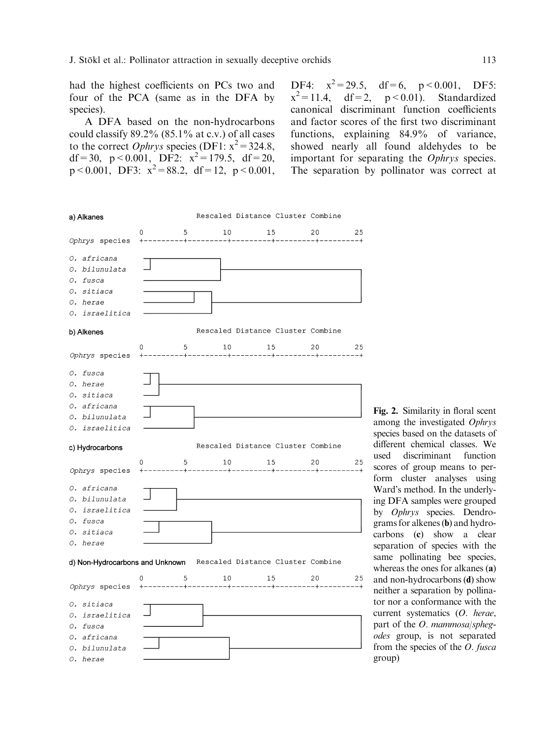had the highest coefficients on PCs two and four of the PCA (same as in the DFA by species).

A DFA based on the non-hydrocarbons could classify 89.2% (85.1% at c.v.) of all cases to the correct *Ophrys* species (DF1: $x^2 = 324.8$, df = 30, $p < 0.001$, DF2: $x^2 = 179.5$, df = 20, $p < 0.001$, DF3: $x^2 = 88.2$, df = 12, $p < 0.001$, DF4: $x^2 = 29.5$, df = 6, $p < 0.001$, DF5: $x^2 = 11.4$, df = 2, $p < 0.01$). Standardized canonical discriminant function coefficients and factor scores of the first two discriminant functions, explaining 84.9% of variance, showed nearly all found aldehydes to be important for separating the *Ophrys* species. The separation by pollinator was correct at

**Fig. 2.** Similarity in floral scent among the investigated *Ophrys* species based on the datasets of different chemical classes. We used discriminant function scores of group means to perform cluster analyses using Ward's method. In the underlying DFA samples were grouped by *Ophrys* species. Dendrograms for alkenes (**b**) and hydrocarbons (**c**) show a clear separation of species with the same pollinating bee species, whereas the ones for alkanes (**a**) and non-hydrocarbons (**d**) show neither a separation by pollinator nor a conformance with the current systematics (*O. herae*, part of the *O. mammosa/sphegodes* group, is not separated from the species of the *O. fusca* group)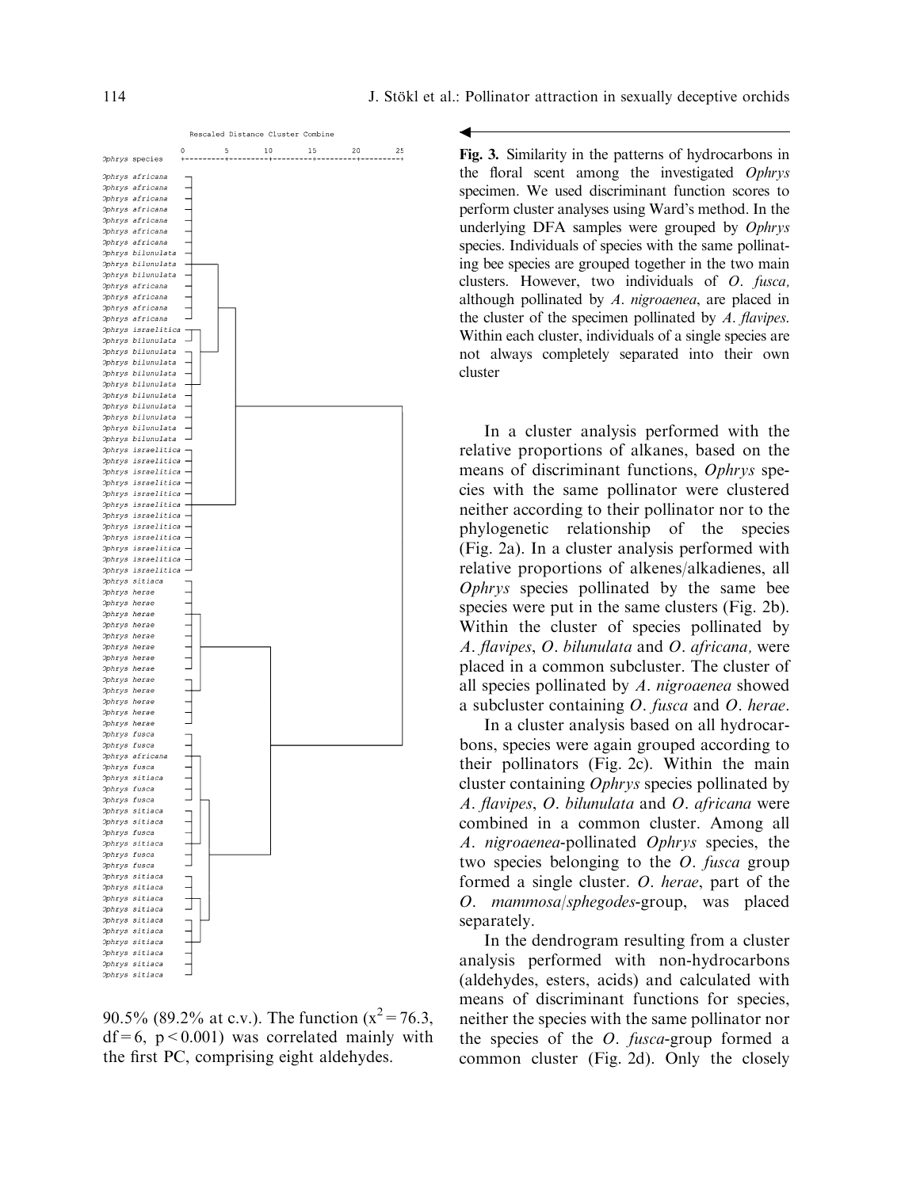Fig. 3. Similarity in the patterns of hydrocarbons in the floral scent among the investigated *Ophrys* specimen. We used discriminant function scores to perform cluster analyses using Ward's method. In the underlying DFA samples were grouped by *Ophrys* species. Individuals of species with the same pollinating bee species are grouped together in the two main clusters. However, two individuals of *O. fusca*, although pollinated by *A. nigroaenea*, are placed in the cluster of the specimen pollinated by *A. flavipes*. Within each cluster, individuals of a single species are not always completely separated into their own cluster

90.5% (89.2% at c.v.). The function ($x^2 = 76.3$, $df = 6$, $p < 0.001$) was correlated mainly with the first PC, comprising eight aldehydes.

In a cluster analysis performed with the relative proportions of alkanes, based on the means of discriminant functions, *Ophrys* species with the same pollinator were clustered neither according to their pollinator nor to the phylogenetic relationship of the species (Fig. 2a). In a cluster analysis performed with relative proportions of alkenes/alkadienes, all *Ophrys* species pollinated by the same bee species were put in the same clusters (Fig. 2b). Within the cluster of species pollinated by *A. flavipes*, *O. bilunulata* and *O. africana,* were placed in a common subcluster. The cluster of all species pollinated by *A. nigroaenea* showed a subcluster containing *O. fusca* and *O. herae*.

In a cluster analysis based on all hydrocarbons, species were again grouped according to their pollinators (Fig. 2c). Within the main cluster containing *Ophrys* species pollinated by *A. flavipes*, *O. bilunulata* and *O. africana* were combined in a common cluster. Among all *A. nigroaenea*-pollinated *Ophrys* species, the two species belonging to the *O. fusca* group formed a single cluster. *O. herae*, part of the *O. mammosa/sphegodes*-group, was placed separately.

In the dendrogram resulting from a cluster analysis performed with non-hydrocarbons (aldehydes, esters, acids) and calculated with means of discriminant functions for species, neither the species with the same pollinator nor the species of the *O. fusca*-group formed a common cluster (Fig. 2d). Only the closely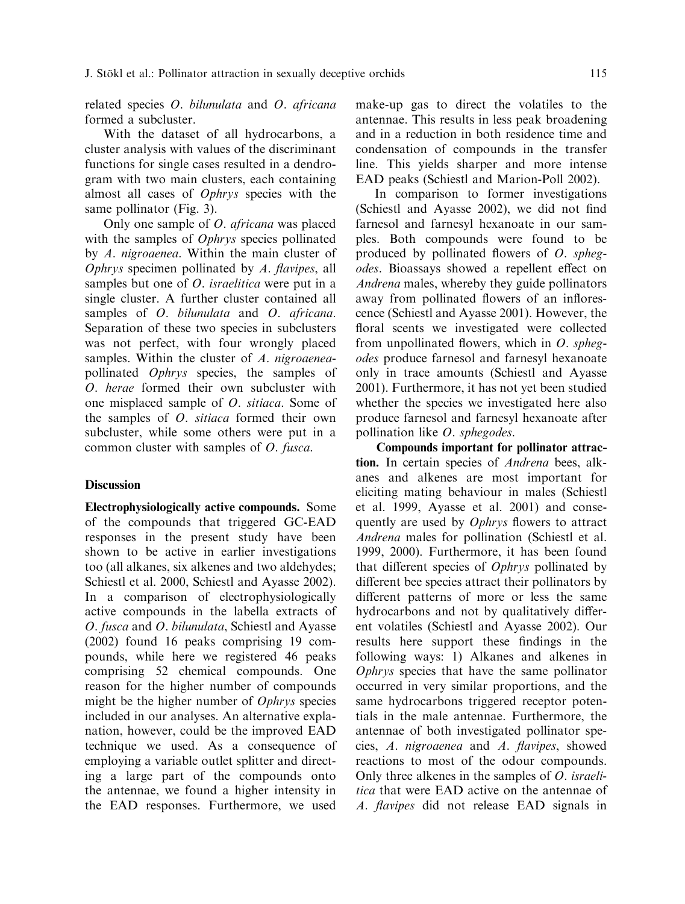related species *O. bilunulata* and *O. africana* formed a subcluster.

With the dataset of all hydrocarbons, a cluster analysis with values of the discriminant functions for single cases resulted in a dendrogram with two main clusters, each containing almost all cases of *Ophrys* species with the same pollinator (Fig. 3).

Only one sample of *O. africana* was placed with the samples of *Ophrys* species pollinated by *A. nigroaenea*. Within the main cluster of *Ophrys* specimen pollinated by *A. flavipes*, all samples but one of *O. israelitica* were put in a single cluster. A further cluster contained all samples of *O. bilunulata* and *O. africana*. Separation of these two species in subclusters was not perfect, with four wrongly placed samples. Within the cluster of *A. nigroaenea*-pollinated *Ophrys* species, the samples of *O. herae* formed their own subcluster with one misplaced sample of *O. sitiaca*. Some of the samples of *O. sitiaca* formed their own subcluster, while some others were put in a common cluster with samples of *O. fusca*.

## Discussion

**Electrophysiologically active compounds.** Some of the compounds that triggered GC-EAD responses in the present study have been shown to be active in earlier investigations too (all alkanes, six alkenes and two aldehydes; Schiestl et al. 2000, Schiestl and Ayasse 2002). In a comparison of electrophysiologically active compounds in the labella extracts of *O. fusca* and *O. bilunulata*, Schiestl and Ayasse (2002) found 16 peaks comprising 19 compounds, while here we registered 46 peaks comprising 52 chemical compounds. One reason for the higher number of compounds might be the higher number of *Ophrys* species included in our analyses. An alternative explanation, however, could be the improved EAD technique we used. As a consequence of employing a variable outlet splitter and directing a large part of the compounds onto the antennae, we found a higher intensity in the EAD responses. Furthermore, we used make-up gas to direct the volatiles to the antennae. This results in less peak broadening and in a reduction in both residence time and condensation of compounds in the transfer line. This yields sharper and more intense EAD peaks (Schiestl and Marion-Poll 2002).

In comparison to former investigations (Schiestl and Ayasse 2002), we did not find farnesol and farnesyl hexanoate in our samples. Both compounds were found to be produced by pollinated flowers of *O. sphegodes*. Bioassays showed a repellent effect on *Andrena* males, whereby they guide pollinators away from pollinated flowers of an inflorescence (Schiestl and Ayasse 2001). However, the floral scents we investigated were collected from unpollinated flowers, which in *O. sphegodes* produce farnesol and farnesyl hexanoate only in trace amounts (Schiestl and Ayasse 2001). Furthermore, it has not yet been studied whether the species we investigated here also produce farnesol and farnesyl hexanoate after pollination like *O. sphegodes*.

**Compounds important for pollinator attraction.** In certain species of *Andrena* bees, alkanes and alkenes are most important for eliciting mating behaviour in males (Schiestl et al. 1999, Ayasse et al. 2001) and consequently are used by *Ophrys* flowers to attract *Andrena* males for pollination (Schiestl et al. 1999, 2000). Furthermore, it has been found that different species of *Ophrys* pollinated by different bee species attract their pollinators by different patterns of more or less the same hydrocarbons and not by qualitatively different volatiles (Schiestl and Ayasse 2002). Our results here support these findings in the following ways: 1) Alkanes and alkenes in *Ophrys* species that have the same pollinator occurred in very similar proportions, and the same hydrocarbons triggered receptor potentials in the male antennae. Furthermore, the antennae of both investigated pollinator species, *A. nigroaenea* and *A. flavipes*, showed reactions to most of the odour compounds. Only three alkenes in the samples of *O. israelitica* that were EAD active on the antennae of *A. flavipes* did not release EAD signals in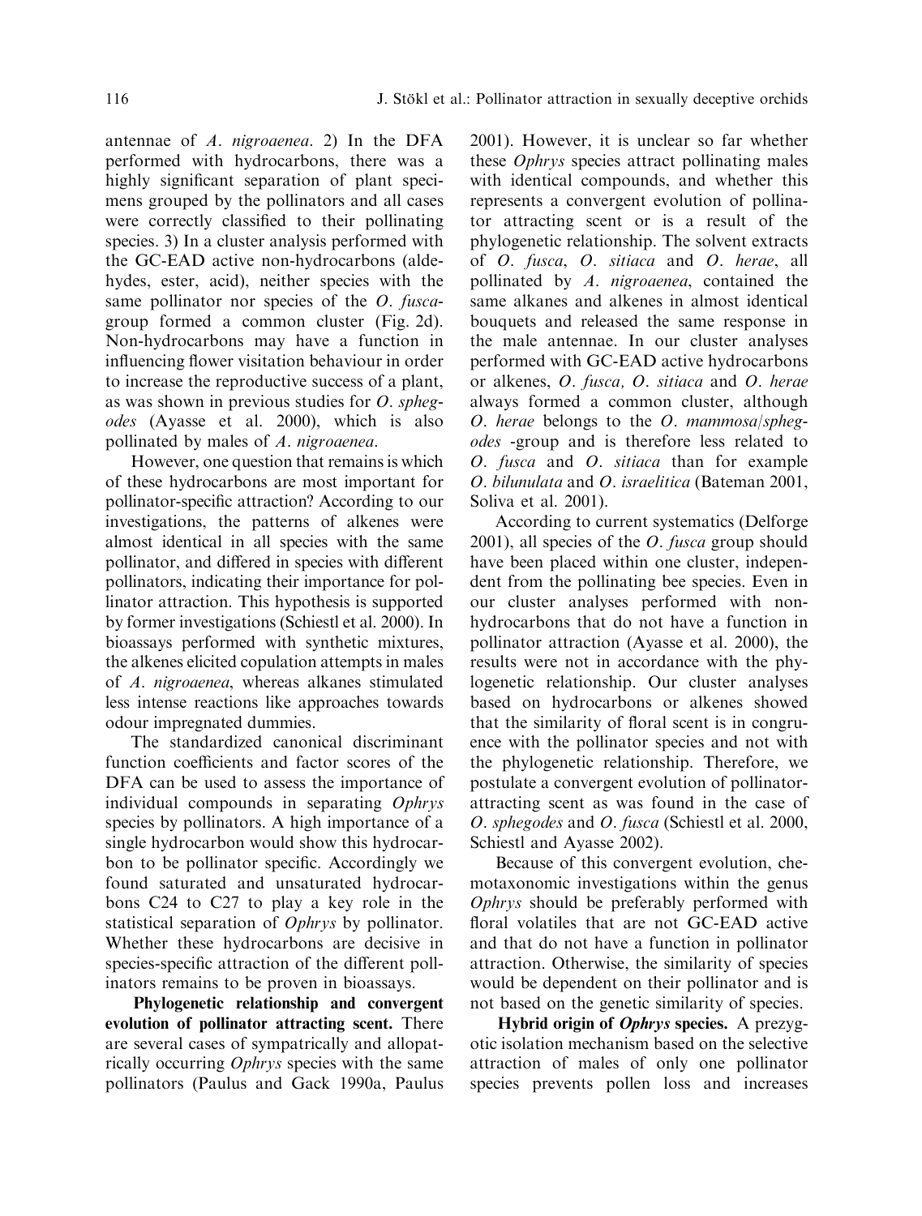antennae of *A. nigroaenea*. 2) In the DFA performed with hydrocarbons, there was a highly significant separation of plant specimens grouped by the pollinators and all cases were correctly classified to their pollinating species. 3) In a cluster analysis performed with the GC-EAD active non-hydrocarbons (aldehydes, ester, acid), neither species with the same pollinator nor species of the *O. fusca*-group formed a common cluster (Fig. 2d). Non-hydrocarbons may have a function in influencing flower visitation behaviour in order to increase the reproductive success of a plant, as was shown in previous studies for *O. sphegodes* (Ayasse et al. 2000), which is also pollinated by males of *A. nigroaenea*.

However, one question that remains is which of these hydrocarbons are most important for pollinator-specific attraction? According to our investigations, the patterns of alkenes were almost identical in all species with the same pollinator, and differed in species with different pollinators, indicating their importance for pollinator attraction. This hypothesis is supported by former investigations (Schiestl et al. 2000). In bioassays performed with synthetic mixtures, the alkenes elicited copulation attempts in males of *A. nigroaenea*, whereas alkanes stimulated less intense reactions like approaches towards odour impregnated dummies.

The standardized canonical discriminant function coefficients and factor scores of the DFA can be used to assess the importance of individual compounds in separating *Ophrys* species by pollinators. A high importance of a single hydrocarbon would show this hydrocarbon to be pollinator specific. Accordingly we found saturated and unsaturated hydrocarbons C24 to C27 to play a key role in the statistical separation of *Ophrys* by pollinator. Whether these hydrocarbons are decisive in species-specific attraction of the different pollinators remains to be proven in bioassays.

**Phylogenetic relationship and convergent evolution of pollinator attracting scent.** There are several cases of sympatrically and allopatrically occurring *Ophrys* species with the same pollinators (Paulus and Gack 1990a, Paulus 2001). However, it is unclear so far whether these *Ophrys* species attract pollinating males with identical compounds, and whether this represents a convergent evolution of pollinator attracting scent or is a result of the phylogenetic relationship. The solvent extracts of *O. fusca*, *O. sitiaca* and *O. herae*, all pollinated by *A. nigroaenea*, contained the same alkanes and alkenes in almost identical bouquets and released the same response in the male antennae. In our cluster analyses performed with GC-EAD active hydrocarbons or alkenes, *O. fusca*, *O. sitiaca* and *O. herae* always formed a common cluster, although *O. herae* belongs to the *O. mammosa/sphegodes* -group and is therefore less related to *O. fusca* and *O. sitiaca* than for example *O. bilunulata* and *O. israelitica* (Bateman 2001, Soliva et al. 2001).

According to current systematics (Delforge 2001), all species of the *O. fusca* group should have been placed within one cluster, independent from the pollinating bee species. Even in our cluster analyses performed with non-hydrocarbons that do not have a function in pollinator attraction (Ayasse et al. 2000), the results were not in accordance with the phylogenetic relationship. Our cluster analyses based on hydrocarbons or alkenes showed that the similarity of floral scent is in congruence with the pollinator species and not with the phylogenetic relationship. Therefore, we postulate a convergent evolution of pollinator-attracting scent as was found in the case of *O. sphegodes* and *O. fusca* (Schiestl et al. 2000, Schiestl and Ayasse 2002).

Because of this convergent evolution, chemotaxonomic investigations within the genus *Ophrys* should be preferably performed with floral volatiles that are not GC-EAD active and that do not have a function in pollinator attraction. Otherwise, the similarity of species would be dependent on their pollinator and is not based on the genetic similarity of species.

**Hybrid origin of *Ophrys* species.** A prezygotic isolation mechanism based on the selective attraction of males of only one pollinator species prevents pollen loss and increases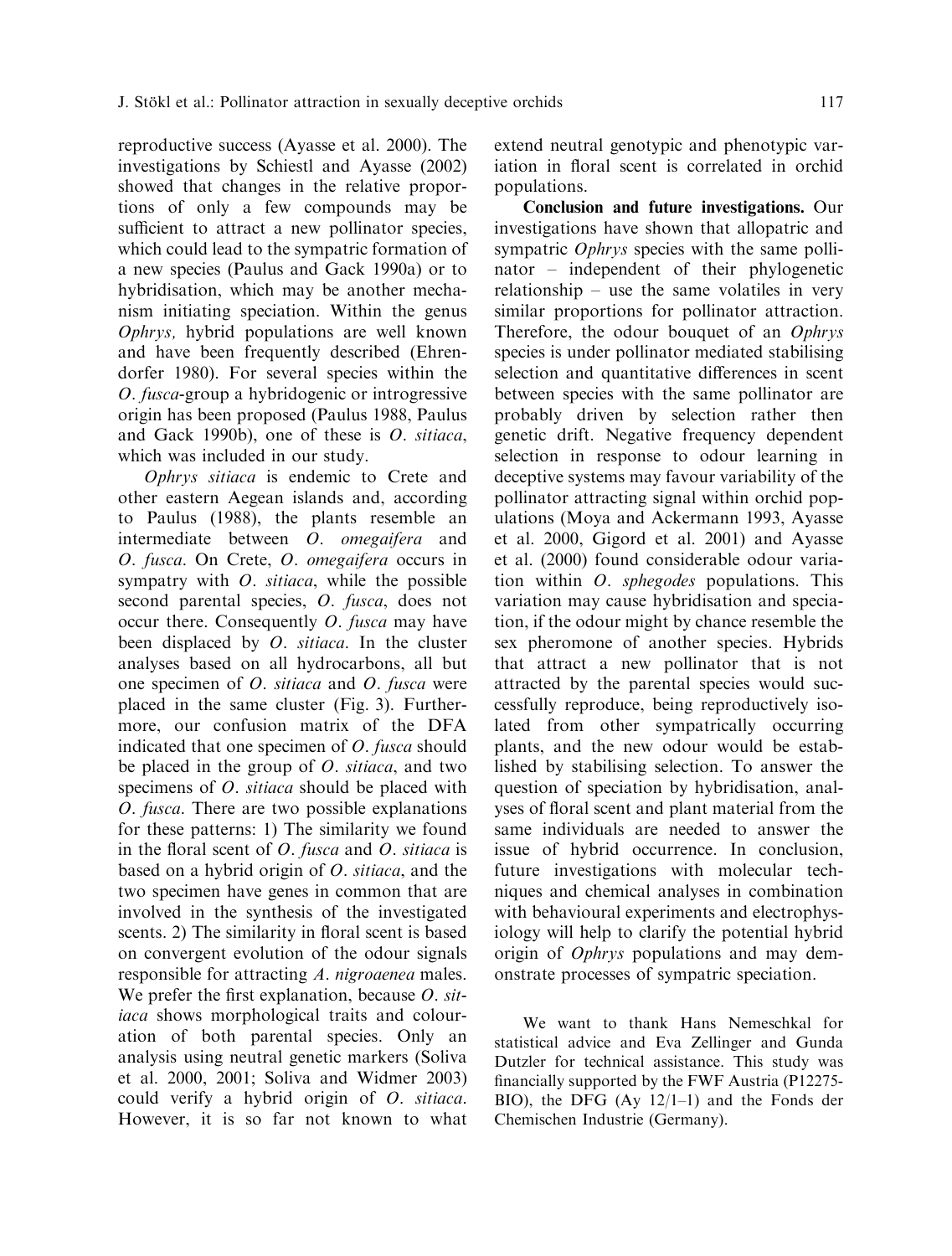reproductive success (Ayasse et al. 2000). The investigations by Schiestl and Ayasse (2002) showed that changes in the relative proportions of only a few compounds may be sufficient to attract a new pollinator species, which could lead to the sympatric formation of a new species (Paulus and Gack 1990a) or to hybridisation, which may be another mechanism initiating speciation. Within the genus *Ophrys,* hybrid populations are well known and have been frequently described (Ehrendorfer 1980). For several species within the *O. fusca*-group a hybridogenic or introgressive origin has been proposed (Paulus 1988, Paulus and Gack 1990b), one of these is *O. sitiaca*, which was included in our study.

*Ophrys sitiaca* is endemic to Crete and other eastern Aegean islands and, according to Paulus (1988), the plants resemble an intermediate between *O. omegaifera* and *O. fusca*. On Crete, *O. omegaifera* occurs in sympatry with *O. sitiaca*, while the possible second parental species, *O. fusca*, does not occur there. Consequently *O. fusca* may have been displaced by *O. sitiaca*. In the cluster analyses based on all hydrocarbons, all but one specimen of *O. sitiaca* and *O. fusca* were placed in the same cluster (Fig. 3). Furthermore, our confusion matrix of the DFA indicated that one specimen of *O. fusca* should be placed in the group of *O. sitiaca*, and two specimens of *O. sitiaca* should be placed with *O. fusca*. There are two possible explanations for these patterns: 1) The similarity we found in the floral scent of *O. fusca* and *O. sitiaca* is based on a hybrid origin of *O. sitiaca*, and the two specimen have genes in common that are involved in the synthesis of the investigated scents. 2) The similarity in floral scent is based on convergent evolution of the odour signals responsible for attracting *A. nigroaenea* males. We prefer the first explanation, because *O. sitiaca* shows morphological traits and colouration of both parental species. Only an analysis using neutral genetic markers (Soliva et al. 2000, 2001; Soliva and Widmer 2003) could verify a hybrid origin of *O. sitiaca*. However, it is so far not known to what extend neutral genotypic and phenotypic variation in floral scent is correlated in orchid populations.

**Conclusion and future investigations.** Our investigations have shown that allopatric and sympatric *Ophrys* species with the same pollinator – independent of their phylogenetic relationship – use the same volatiles in very similar proportions for pollinator attraction. Therefore, the odour bouquet of an *Ophrys* species is under pollinator mediated stabilising selection and quantitative differences in scent between species with the same pollinator are probably driven by selection rather then genetic drift. Negative frequency dependent selection in response to odour learning in deceptive systems may favour variability of the pollinator attracting signal within orchid populations (Moya and Ackermann 1993, Ayasse et al. 2000, Gigord et al. 2001) and Ayasse et al. (2000) found considerable odour variation within *O. sphegodes* populations. This variation may cause hybridisation and speciation, if the odour might by chance resemble the sex pheromone of another species. Hybrids that attract a new pollinator that is not attracted by the parental species would successfully reproduce, being reproductively isolated from other sympatrically occurring plants, and the new odour would be established by stabilising selection. To answer the question of speciation by hybridisation, analyses of floral scent and plant material from the same individuals are needed to answer the issue of hybrid occurrence. In conclusion, future investigations with molecular techniques and chemical analyses in combination with behavioural experiments and electrophysiology will help to clarify the potential hybrid origin of *Ophrys* populations and may demonstrate processes of sympatric speciation.

We want to thank Hans Nemeschkal for statistical advice and Eva Zellinger and Gunda Dutzler for technical assistance. This study was financially supported by the FWF Austria (P12275-BIO), the DFG (Ay 12/1–1) and the Fonds der Chemischen Industrie (Germany).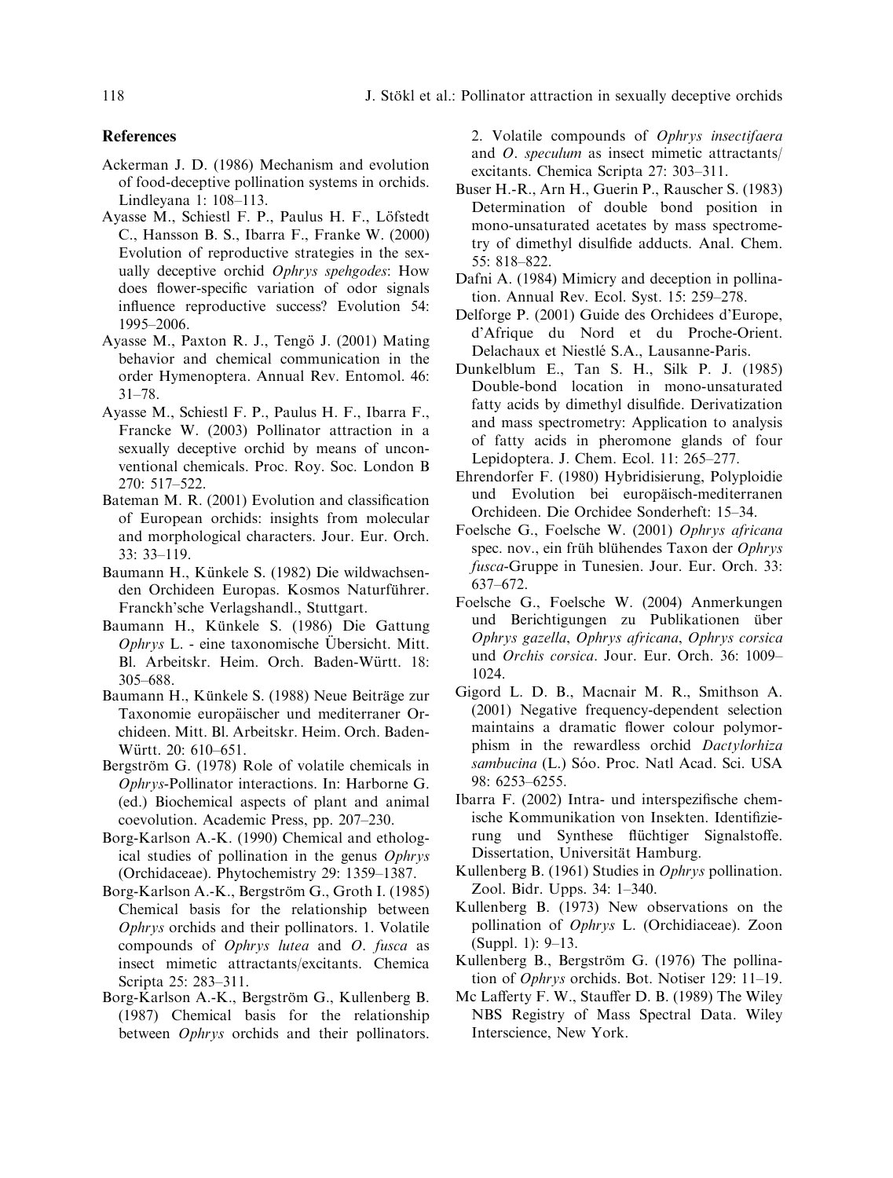## References

Ackerman J. D. (1986) Mechanism and evolution of food-deceptive pollination systems in orchids. Lindleyana 1: 108–113.

Ayasse M., Schiestl F. P., Paulus H. F., Löfstedt C., Hansson B. S., Ibarra F., Franke W. (2000) Evolution of reproductive strategies in the sexually deceptive orchid *Ophrys spehgodes*: How does flower-specific variation of odor signals influence reproductive success? Evolution 54: 1995–2006.

Ayasse M., Paxton R. J., Tengö J. (2001) Mating behavior and chemical communication in the order Hymenoptera. Annual Rev. Entomol. 46: 31–78.

Ayasse M., Schiestl F. P., Paulus H. F., Ibarra F., Francke W. (2003) Pollinator attraction in a sexually deceptive orchid by means of unconventional chemicals. Proc. Roy. Soc. London B 270: 517–522.

Bateman M. R. (2001) Evolution and classification of European orchids: insights from molecular and morphological characters. Jour. Eur. Orch. 33: 33–119.

Baumann H., Künkele S. (1982) Die wildwachsenden Orchideen Europas. Kosmos Naturführer. Franckh'sche Verlagshandl., Stuttgart.

Baumann H., Künkele S. (1986) Die Gattung *Ophrys* L. - eine taxonomische Übersicht. Mitt. Bl. Arbeitskr. Heim. Orch. Baden-Württ. 18: 305–688.

Baumann H., Künkele S. (1988) Neue Beiträge zur Taxonomie europäischer und mediterraner Orchideen. Mitt. Bl. Arbeitskr. Heim. Orch. Baden-Württ. 20: 610–651.

Bergström G. (1978) Role of volatile chemicals in *Ophrys*-Pollinator interactions. In: Harborne G. (ed.) Biochemical aspects of plant and animal coevolution. Academic Press, pp. 207–230.

Borg-Karlson A.-K. (1990) Chemical and ethological studies of pollination in the genus *Ophrys* (Orchidaceae). Phytochemistry 29: 1359–1387.

Borg-Karlson A.-K., Bergström G., Groth I. (1985) Chemical basis for the relationship between *Ophrys* orchids and their pollinators. 1. Volatile compounds of *Ophrys lutea* and *O. fusca* as insect mimetic attractants/excitants. Chemica Scripta 25: 283–311.

Borg-Karlson A.-K., Bergström G., Kullenberg B. (1987) Chemical basis for the relationship between *Ophrys* orchids and their pollinators. 2. Volatile compounds of *Ophrys insectifaera* and *O. speculum* as insect mimetic attractants/excitants. Chemica Scripta 27: 303–311.

Buser H.-R., Arn H., Guerin P., Rauscher S. (1983) Determination of double bond position in mono-unsaturated acetates by mass spectrometry of dimethyl disulfide adducts. Anal. Chem. 55: 818–822.

Dafni A. (1984) Mimicry and deception in pollination. Annual Rev. Ecol. Syst. 15: 259–278.

Delforge P. (2001) Guide des Orchidees d'Europe, d'Afrique du Nord et du Proche-Orient. Delachaux et Niestlé S.A., Lausanne-Paris.

Dunkelblum E., Tan S. H., Silk P. J. (1985) Double-bond location in mono-unsaturated fatty acids by dimethyl disulfide. Derivatization and mass spectrometry: Application to analysis of fatty acids in pheromone glands of four Lepidoptera. J. Chem. Ecol. 11: 265–277.

Ehrendorfer F. (1980) Hybridisierung, Polyploidie und Evolution bei europäisch-mediterranen Orchideen. Die Orchidee Sonderheft: 15–34.

Foelsche G., Foelsche W. (2001) *Ophrys africana* spec. nov., ein früh blühendes Taxon der *Ophrys fusca*-Gruppe in Tunesien. Jour. Eur. Orch. 33: 637–672.

Foelsche G., Foelsche W. (2004) Anmerkungen und Berichtigungen zu Publikationen über *Ophrys gazella*, *Ophrys africana*, *Ophrys corsica* und *Orchis corsica*. Jour. Eur. Orch. 36: 1009–1024.

Gigord L. D. B., Macnair M. R., Smithson A. (2001) Negative frequency-dependent selection maintains a dramatic flower colour polymorphism in the rewardless orchid *Dactylorhiza sambucina* (L.) Sóo. Proc. Natl Acad. Sci. USA 98: 6253–6255.

Ibarra F. (2002) Intra- und interspezifische chemische Kommunikation von Insekten. Identifizierung und Synthese flüchtiger Signalstoffe. Dissertation, Universität Hamburg.

Kullenberg B. (1961) Studies in *Ophrys* pollination. Zool. Bidr. Upps. 34: 1–340.

Kullenberg B. (1973) New observations on the pollination of *Ophrys* L. (Orchidiaceae). Zoon (Suppl. 1): 9–13.

Kullenberg B., Bergström G. (1976) The pollination of *Ophrys* orchids. Bot. Notiser 129: 11–19.

Mc Lafferty F. W., Stauffer D. B. (1989) The Wiley NBS Registry of Mass Spectral Data. Wiley Interscience, New York.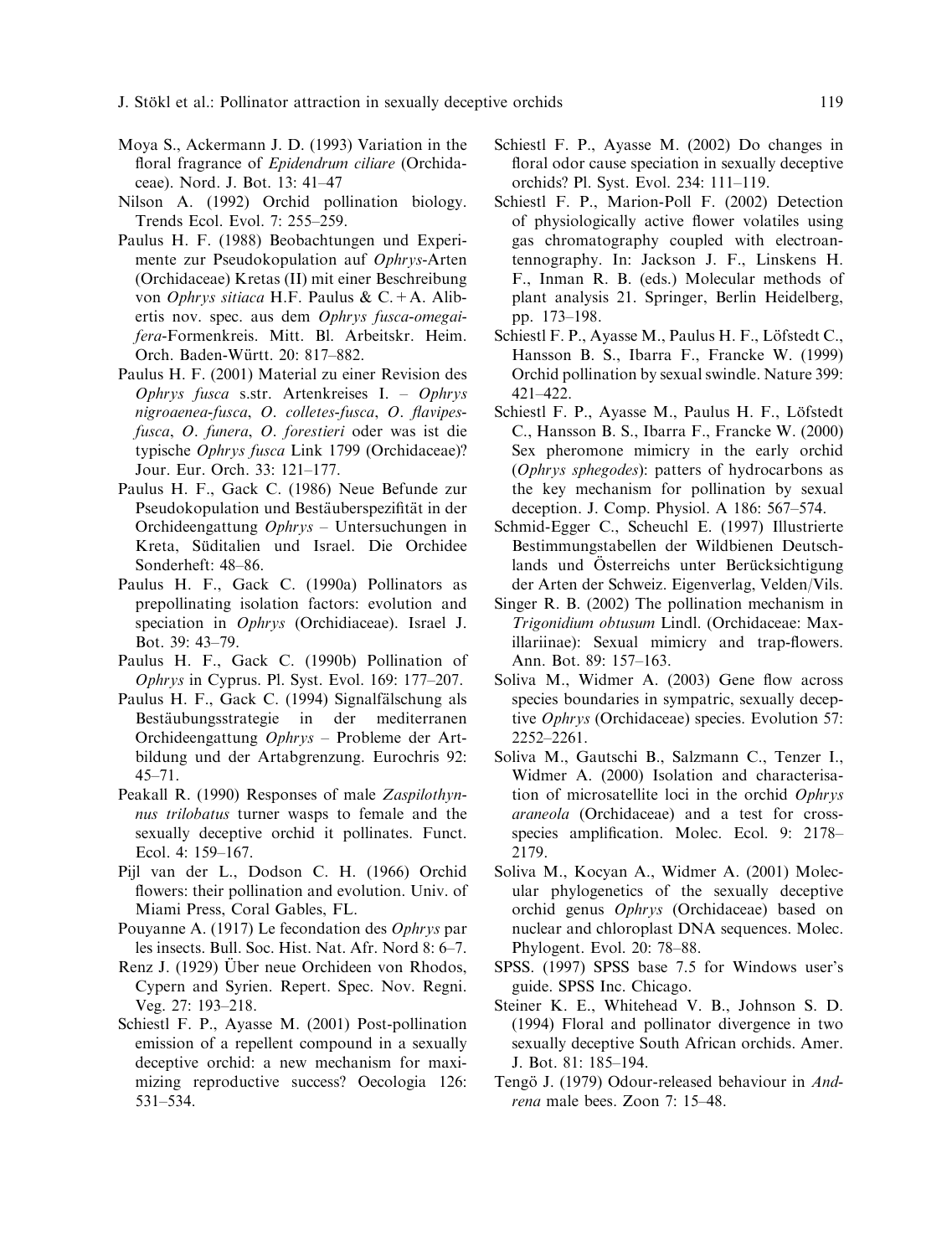Moya S., Ackermann J. D. (1993) Variation in the floral fragrance of *Epidendrum ciliare* (Orchidaceae). Nord. J. Bot. 13: 41–47

Nilson A. (1992) Orchid pollination biology. Trends Ecol. Evol. 7: 255–259.

Paulus H. F. (1988) Beobachtungen und Experimente zur Pseudokopulation auf *Ophrys*-Arten (Orchidaceae) Kretas (II) mit einer Beschreibung von *Ophrys sitiaca* H.F. Paulus & C. + A. Alibertis nov. spec. aus dem *Ophrys fusca-omegaifera*-Formenkreis. Mitt. Bl. Arbeitskr. Heim. Orch. Baden-Württ. 20: 817–882.

Paulus H. F. (2001) Material zu einer Revision des *Ophrys fusca* s.str. Artenkreises I. – *Ophrys nigroaenea-fusca*, *O. colletes-fusca*, *O. flavipes-fusca*, *O. funera*, *O. forestieri* oder was ist die typische *Ophrys fusca* Link 1799 (Orchidaceae)? Jour. Eur. Orch. 33: 121–177.

Paulus H. F., Gack C. (1986) Neue Befunde zur Pseudokopulation und Bestäuberspezifität in der Orchideengattung *Ophrys* – Untersuchungen in Kreta, Süditalien und Israel. Die Orchidee Sonderheft: 48–86.

Paulus H. F., Gack C. (1990a) Pollinators as prepollinating isolation factors: evolution and speciation in *Ophrys* (Orchidiaceae). Israel J. Bot. 39: 43–79.

Paulus H. F., Gack C. (1990b) Pollination of *Ophrys* in Cyprus. Pl. Syst. Evol. 169: 177–207.

Paulus H. F., Gack C. (1994) Signalfälschung als Bestäubungsstrategie in der mediterranen Orchideengattung *Ophrys* – Probleme der Artbildung und der Artabgrenzung. Eurochris 92: 45–71.

Peakall R. (1990) Responses of male *Zaspilothynnus trilobatus* turner wasps to female and the sexually deceptive orchid it pollinates. Funct. Ecol. 4: 159–167.

Pijl van der L., Dodson C. H. (1966) Orchid flowers: their pollination and evolution. Univ. of Miami Press, Coral Gables, FL.

Pouyanne A. (1917) Le fecondation des *Ophrys* par les insects. Bull. Soc. Hist. Nat. Afr. Nord 8: 6–7.

Renz J. (1929) Über neue Orchideen von Rhodos, Cypern and Syrien. Repert. Spec. Nov. Regni. Veg. 27: 193–218.

Schiestl F. P., Ayasse M. (2001) Post-pollination emission of a repellent compound in a sexually deceptive orchid: a new mechanism for maximizing reproductive success? Oecologia 126: 531–534.

Schiestl F. P., Ayasse M. (2002) Do changes in floral odor cause speciation in sexually deceptive orchids? Pl. Syst. Evol. 234: 111–119.

Schiestl F. P., Marion-Poll F. (2002) Detection of physiologically active flower volatiles using gas chromatography coupled with electroantennography. In: Jackson J. F., Linskens H. F., Inman R. B. (eds.) Molecular methods of plant analysis 21. Springer, Berlin Heidelberg, pp. 173–198.

Schiestl F. P., Ayasse M., Paulus H. F., Löfstedt C., Hansson B. S., Ibarra F., Francke W. (1999) Orchid pollination by sexual swindle. Nature 399: 421–422.

Schiestl F. P., Ayasse M., Paulus H. F., Löfstedt C., Hansson B. S., Ibarra F., Francke W. (2000) Sex pheromone mimicry in the early orchid (*Ophrys sphegodes*): patters of hydrocarbons as the key mechanism for pollination by sexual deception. J. Comp. Physiol. A 186: 567–574.

Schmid-Egger C., Scheuchl E. (1997) Illustrierte Bestimmungstabellen der Wildbienen Deutschlands und Österreichs unter Berücksichtigung der Arten der Schweiz. Eigenverlag, Velden/Vils.

Singer R. B. (2002) The pollination mechanism in *Trigonidium obtusum* Lindl. (Orchidaceae: Maxillariinae): Sexual mimicry and trap-flowers. Ann. Bot. 89: 157–163.

Soliva M., Widmer A. (2003) Gene flow across species boundaries in sympatric, sexually deceptive *Ophrys* (Orchidaceae) species. Evolution 57: 2252–2261.

Soliva M., Gautschi B., Salzmann C., Tenzer I., Widmer A. (2000) Isolation and characterisation of microsatellite loci in the orchid *Ophrys araneola* (Orchidaceae) and a test for cross-species amplification. Molec. Ecol. 9: 2178–2179.

Soliva M., Kocyan A., Widmer A. (2001) Molecular phylogenetics of the sexually deceptive orchid genus *Ophrys* (Orchidaceae) based on nuclear and chloroplast DNA sequences. Molec. Phylogent. Evol. 20: 78–88.

SPSS. (1997) SPSS base 7.5 for Windows user's guide. SPSS Inc. Chicago.

Steiner K. E., Whitehead V. B., Johnson S. D. (1994) Floral and pollinator divergence in two sexually deceptive South African orchids. Amer. J. Bot. 81: 185–194.

Tengö J. (1979) Odour-released behaviour in *Andrena* male bees. Zoon 7: 15–48.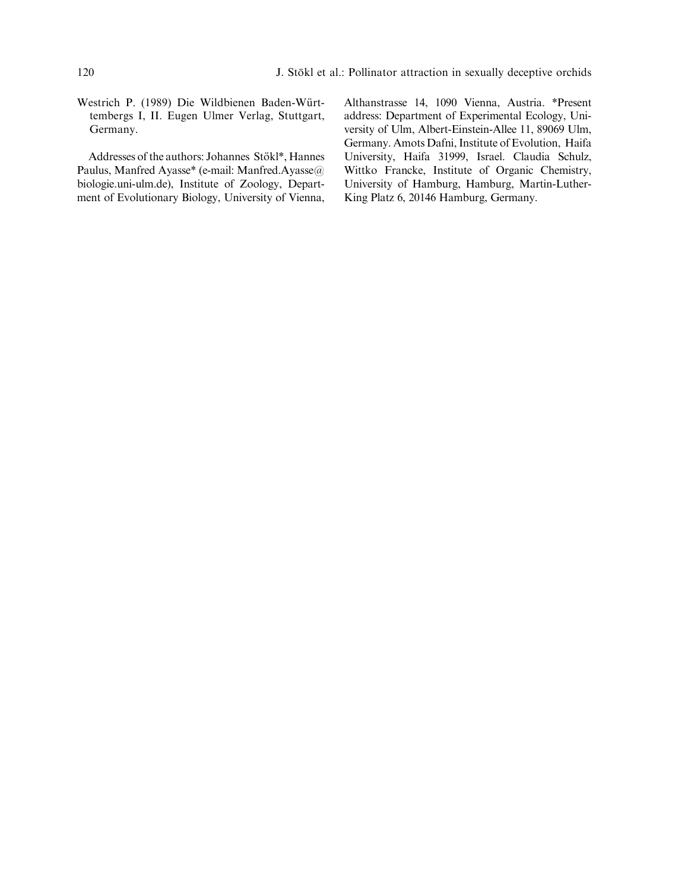Westrich P. (1989) Die Wildbienen Baden-Württembergs I, II. Eugen Ulmer Verlag, Stuttgart, Germany.

Addresses of the authors: Johannes Stökl*, Hannes Paulus, Manfred Ayasse* (e-mail: Manfred.Ayasse@biologie.uni-ulm.de), Institute of Zoology, Department of Evolutionary Biology, University of Vienna, Althanstrasse 14, 1090 Vienna, Austria. *Present address: Department of Experimental Ecology, University of Ulm, Albert-Einstein-Allee 11, 89069 Ulm, Germany. Amots Dafni, Institute of Evolution, Haifa University, Haifa 31999, Israel. Claudia Schulz, Wittko Francke, Institute of Organic Chemistry, University of Hamburg, Hamburg, Martin-Luther-King Platz 6, 20146 Hamburg, Germany.